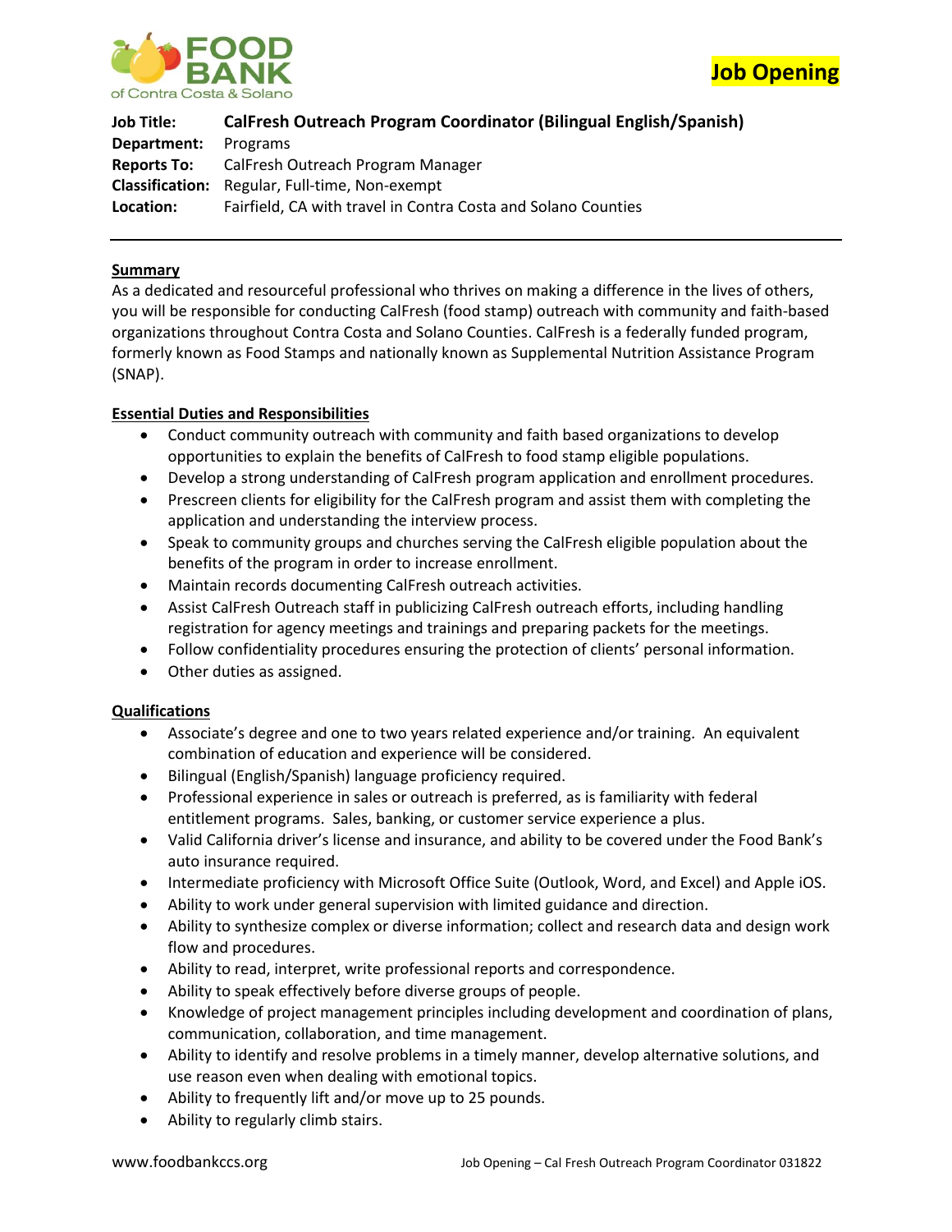# Job Opening

| | |
|---|---|
| **Job Title:** | **CalFresh Outreach Program Coordinator (Bilingual English/Spanish)** |
| **Department:** | Programs |
| **Reports To:** | CalFresh Outreach Program Manager |
| **Classification:** | Regular, Full-time, Non-exempt |
| **Location:** | Fairfield, CA with travel in Contra Costa and Solano Counties |

## Summary

As a dedicated and resourceful professional who thrives on making a difference in the lives of others, you will be responsible for conducting CalFresh (food stamp) outreach with community and faith-based organizations throughout Contra Costa and Solano Counties. CalFresh is a federally funded program, formerly known as Food Stamps and nationally known as Supplemental Nutrition Assistance Program (SNAP).

## Essential Duties and Responsibilities

- Conduct community outreach with community and faith based organizations to develop opportunities to explain the benefits of CalFresh to food stamp eligible populations.
- Develop a strong understanding of CalFresh program application and enrollment procedures.
- Prescreen clients for eligibility for the CalFresh program and assist them with completing the application and understanding the interview process.
- Speak to community groups and churches serving the CalFresh eligible population about the benefits of the program in order to increase enrollment.
- Maintain records documenting CalFresh outreach activities.
- Assist CalFresh Outreach staff in publicizing CalFresh outreach efforts, including handling registration for agency meetings and trainings and preparing packets for the meetings.
- Follow confidentiality procedures ensuring the protection of clients' personal information.
- Other duties as assigned.

## Qualifications

- Associate's degree and one to two years related experience and/or training. An equivalent combination of education and experience will be considered.
- Bilingual (English/Spanish) language proficiency required.
- Professional experience in sales or outreach is preferred, as is familiarity with federal entitlement programs. Sales, banking, or customer service experience a plus.
- Valid California driver's license and insurance, and ability to be covered under the Food Bank's auto insurance required.
- Intermediate proficiency with Microsoft Office Suite (Outlook, Word, and Excel) and Apple iOS.
- Ability to work under general supervision with limited guidance and direction.
- Ability to synthesize complex or diverse information; collect and research data and design work flow and procedures.
- Ability to read, interpret, write professional reports and correspondence.
- Ability to speak effectively before diverse groups of people.
- Knowledge of project management principles including development and coordination of plans, communication, collaboration, and time management.
- Ability to identify and resolve problems in a timely manner, develop alternative solutions, and use reason even when dealing with emotional topics.
- Ability to frequently lift and/or move up to 25 pounds.
- Ability to regularly climb stairs.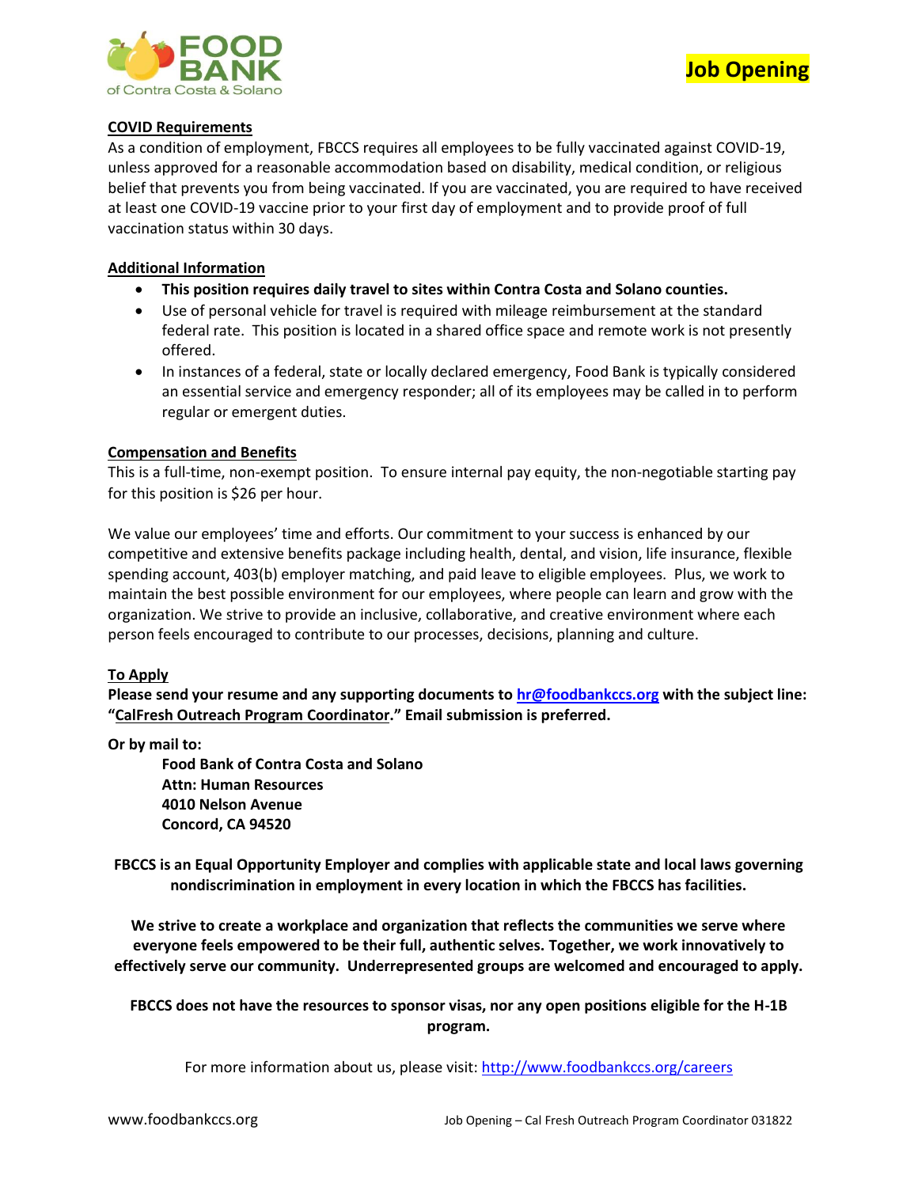**Job Opening**

## COVID Requirements

As a condition of employment, FBCCS requires all employees to be fully vaccinated against COVID-19, unless approved for a reasonable accommodation based on disability, medical condition, or religious belief that prevents you from being vaccinated. If you are vaccinated, you are required to have received at least one COVID-19 vaccine prior to your first day of employment and to provide proof of full vaccination status within 30 days.

## Additional Information

- **This position requires daily travel to sites within Contra Costa and Solano counties.**
- Use of personal vehicle for travel is required with mileage reimbursement at the standard federal rate. This position is located in a shared office space and remote work is not presently offered.
- In instances of a federal, state or locally declared emergency, Food Bank is typically considered an essential service and emergency responder; all of its employees may be called in to perform regular or emergent duties.

## Compensation and Benefits

This is a full-time, non-exempt position. To ensure internal pay equity, the non-negotiable starting pay for this position is $26 per hour.

We value our employees' time and efforts. Our commitment to your success is enhanced by our competitive and extensive benefits package including health, dental, and vision, life insurance, flexible spending account, 403(b) employer matching, and paid leave to eligible employees. Plus, we work to maintain the best possible environment for our employees, where people can learn and grow with the organization. We strive to provide an inclusive, collaborative, and creative environment where each person feels encouraged to contribute to our processes, decisions, planning and culture.

## To Apply

**Please send your resume and any supporting documents to hr@foodbankccs.org with the subject line: "CalFresh Outreach Program Coordinator." Email submission is preferred.**

**Or by mail to:**

**Food Bank of Contra Costa and Solano**
**Attn: Human Resources**
**4010 Nelson Avenue**
**Concord, CA 94520**

**FBCCS is an Equal Opportunity Employer and complies with applicable state and local laws governing nondiscrimination in employment in every location in which the FBCCS has facilities.**

**We strive to create a workplace and organization that reflects the communities we serve where everyone feels empowered to be their full, authentic selves. Together, we work innovatively to effectively serve our community. Underrepresented groups are welcomed and encouraged to apply.**

**FBCCS does not have the resources to sponsor visas, nor any open positions eligible for the H-1B program.**

For more information about us, please visit: http://www.foodbankccs.org/careers